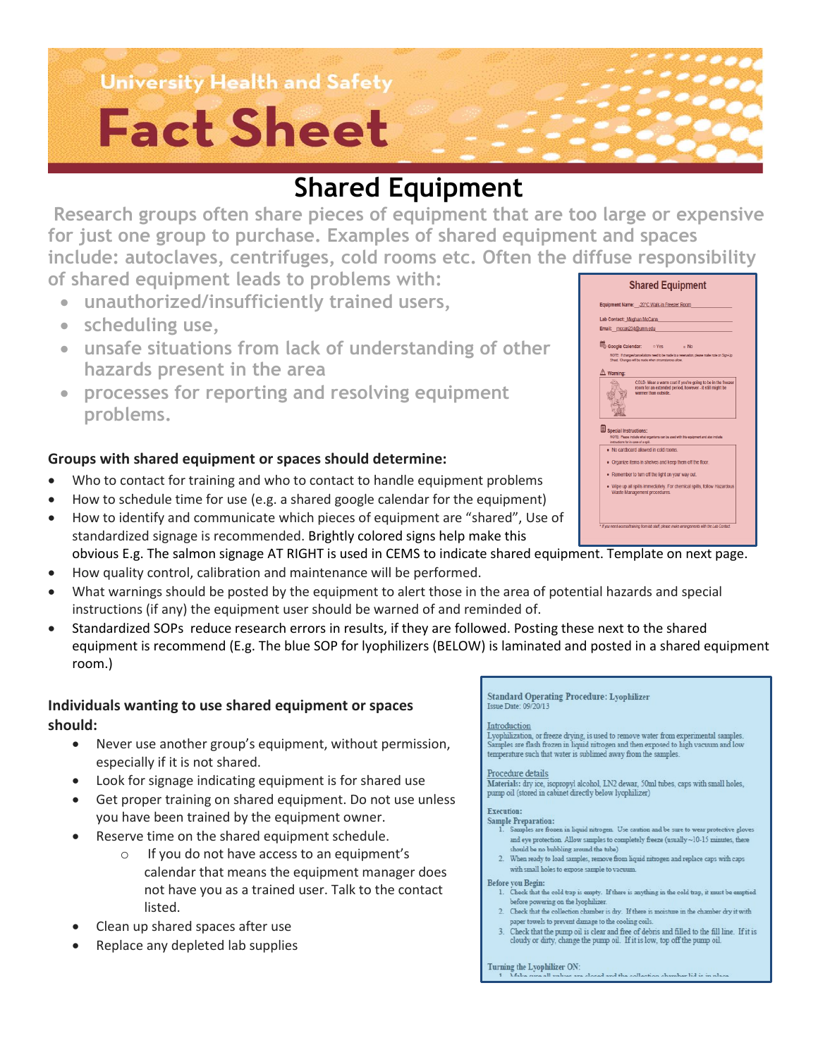University Health and Safety

# Fact Sheet

## Shared Equipment

Research groups often share pieces of equipment that are too large or expensive for just one group to purchase. Examples of shared equipment and spaces include: autoclaves, centrifuges, cold rooms etc. Often the diffuse responsibility of shared equipment leads to problems with:

- unauthorized/insufficiently trained users,
- scheduling use,
- unsafe situations from lack of understanding of other hazards present in the area
- processes for reporting and resolving equipment problems.

**Groups with shared equipment or spaces should determine:**

- Who to contact for training and who to contact to handle equipment problems
- How to schedule time for use (e.g. a shared google calendar for the equipment)
- How to identify and communicate which pieces of equipment are "shared", Use of standardized signage is recommended. Brightly colored signs help make this obvious E.g. The salmon signage AT RIGHT is used in CEMS to indicate shared equipment. Template on next page.
- How quality control, calibration and maintenance will be performed.
- What warnings should be posted by the equipment to alert those in the area of potential hazards and special instructions (if any) the equipment user should be warned of and reminded of.
- Standardized SOPs reduce research errors in results, if they are followed. Posting these next to the shared equipment is recommend (E.g. The blue SOP for lyophilizers (BELOW) is laminated and posted in a shared equipment room.)

**Individuals wanting to use shared equipment or spaces should:**

- Never use another group's equipment, without permission, especially if it is not shared.
- Look for signage indicating equipment is for shared use
- Get proper training on shared equipment. Do not use unless you have been trained by the equipment owner.
- Reserve time on the shared equipment schedule.
    - If you do not have access to an equipment's calendar that means the equipment manager does not have you as a trained user. Talk to the contact listed.
- Clean up shared spaces after use
- Replace any depleted lab supplies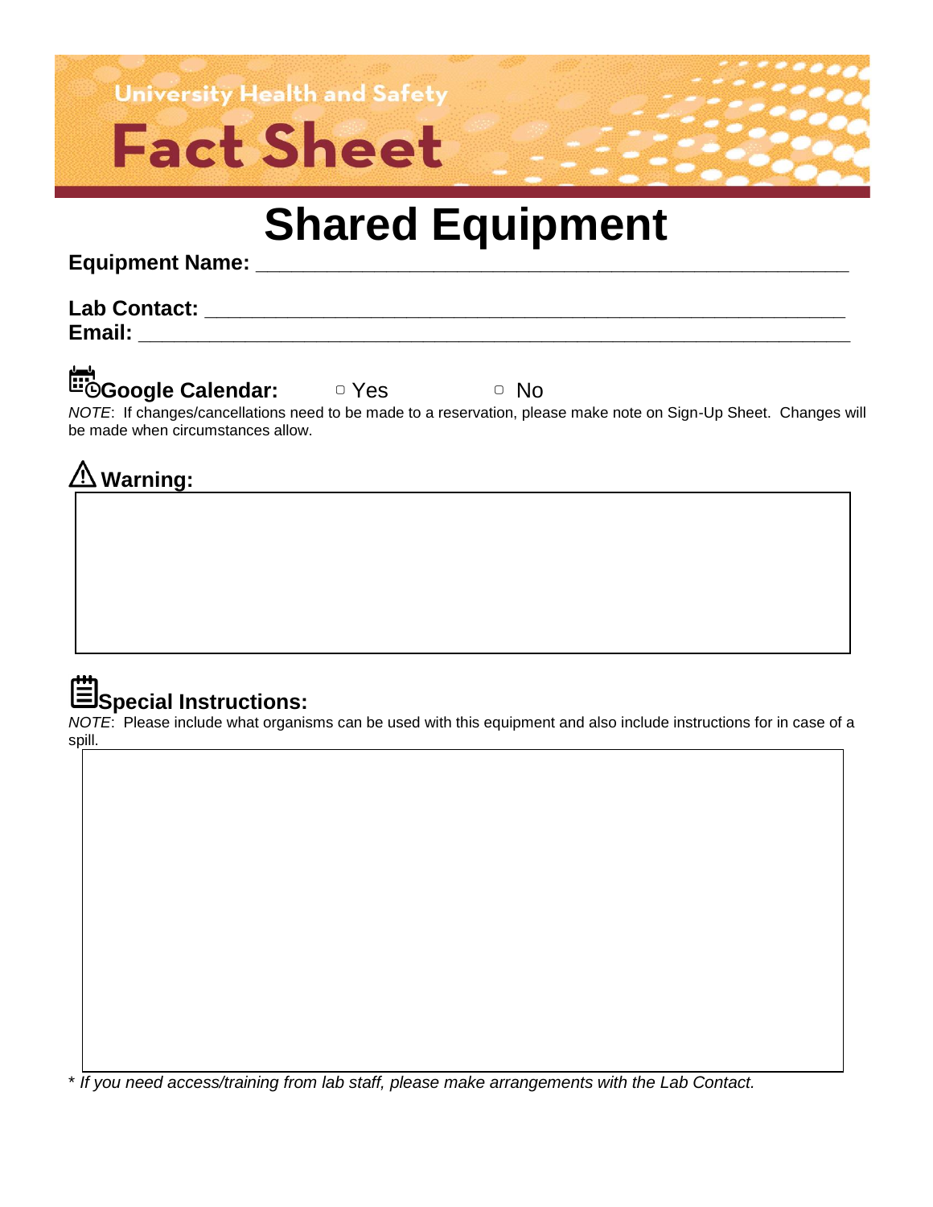University Health and Safety

# Fact Sheet

# Shared Equipment

**Equipment Name:** ______________________________________________

**Lab Contact:** ______________________________________________
**Email:** ______________________________________________

## Google Calendar: ▢ Yes ▢ No

*NOTE*: If changes/cancellations need to be made to a reservation, please make note on Sign-Up Sheet. Changes will be made when circumstances allow.

## Warning:

## Special Instructions:

*NOTE*: Please include what organisms can be used with this equipment and also include instructions for in case of a spill.

* *If you need access/training from lab staff, please make arrangements with the Lab Contact.*